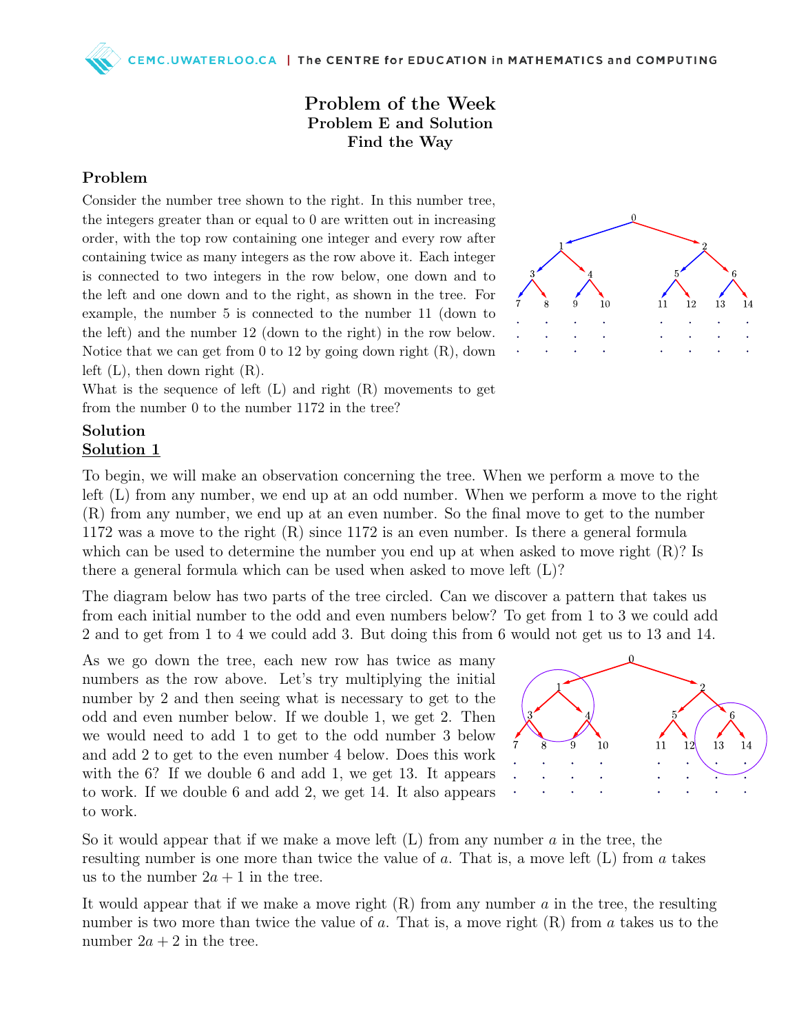# Problem of the Week
## Problem E and Solution
## Find the Way

### Problem

Consider the number tree shown to the right. In this number tree, the integers greater than or equal to 0 are written out in increasing order, with the top row containing one integer and every row after containing twice as many integers as the row above it. Each integer is connected to two integers in the row below, one down and to the left and one down and to the right, as shown in the tree. For example, the number 5 is connected to the number 11 (down to the left) and the number 12 (down to the right) in the row below. Notice that we can get from 0 to 12 by going down right (R), down left (L), then down right (R).

What is the sequence of left (L) and right (R) movements to get from the number 0 to the number 1172 in the tree?

### Solution

#### Solution 1

To begin, we will make an observation concerning the tree. When we perform a move to the left (L) from any number, we end up at an odd number. When we perform a move to the right (R) from any number, we end up at an even number. So the final move to get to the number 1172 was a move to the right (R) since 1172 is an even number. Is there a general formula which can be used to determine the number you end up at when asked to move right (R)? Is there a general formula which can be used when asked to move left (L)?

The diagram below has two parts of the tree circled. Can we discover a pattern that takes us from each initial number to the odd and even numbers below? To get from 1 to 3 we could add 2 and to get from 1 to 4 we could add 3. But doing this from 6 would not get us to 13 and 14.

As we go down the tree, each new row has twice as many numbers as the row above. Let's try multiplying the initial number by 2 and then seeing what is necessary to get to the odd and even number below. If we double 1, we get 2. Then we would need to add 1 to get to the odd number 3 below and add 2 to get to the even number 4 below. Does this work with the 6? If we double 6 and add 1, we get 13. It appears to work. If we double 6 and add 2, we get 14. It also appears to work.

So it would appear that if we make a move left (L) from any number $a$ in the tree, the resulting number is one more than twice the value of $a$. That is, a move left (L) from $a$ takes us to the number $2a + 1$ in the tree.

It would appear that if we make a move right (R) from any number $a$ in the tree, the resulting number is two more than twice the value of $a$. That is, a move right (R) from $a$ takes us to the number $2a + 2$ in the tree.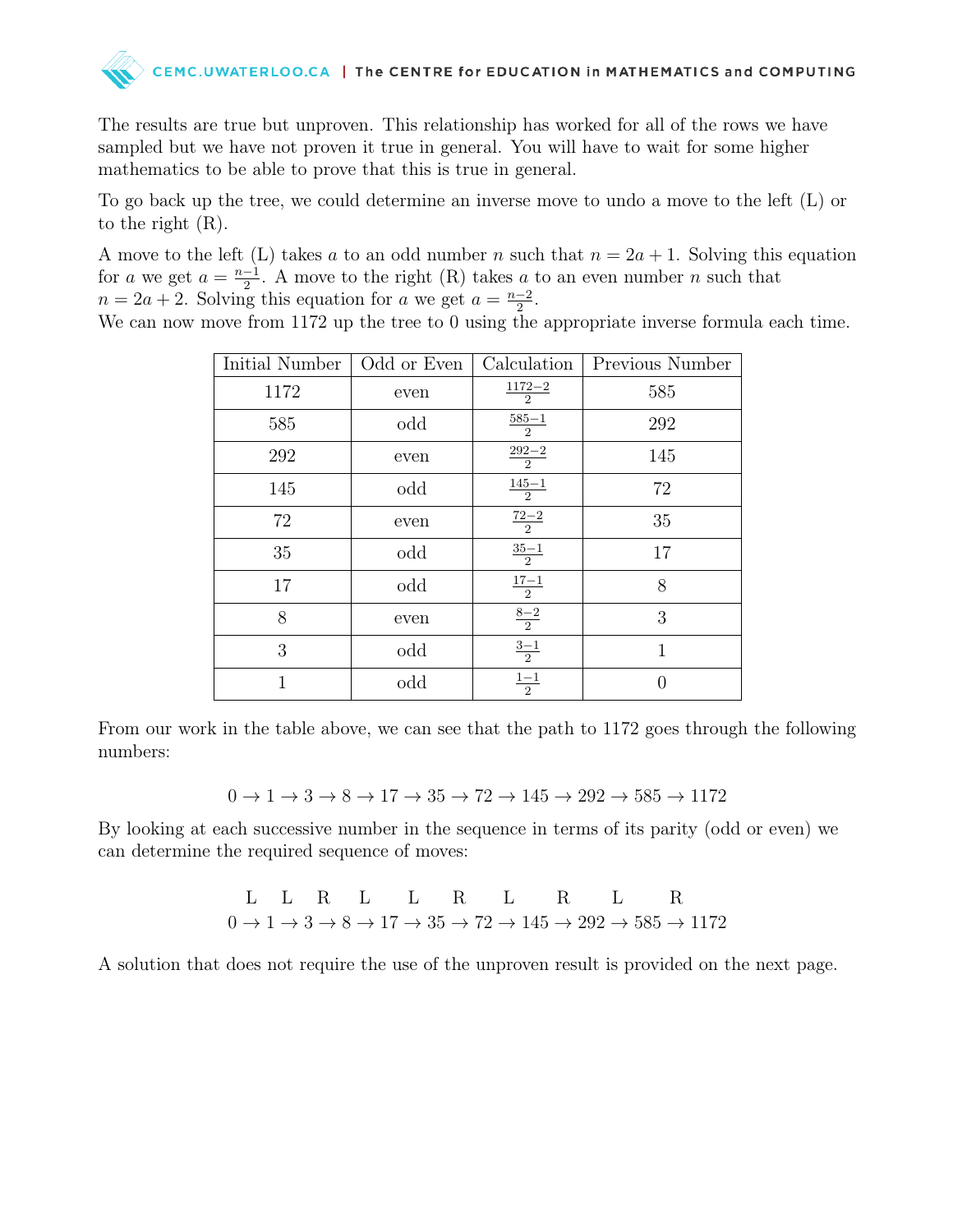The results are true but unproven. This relationship has worked for all of the rows we have sampled but we have not proven it true in general. You will have to wait for some higher mathematics to be able to prove that this is true in general.

To go back up the tree, we could determine an inverse move to undo a move to the left (L) or to the right (R).

A move to the left (L) takes $a$ to an odd number $n$ such that $n = 2a + 1$. Solving this equation for $a$ we get $a = \frac{n-1}{2}$. A move to the right (R) takes $a$ to an even number $n$ such that $n = 2a + 2$. Solving this equation for $a$ we get $a = \frac{n-2}{2}$.
We can now move from 1172 up the tree to 0 using the appropriate inverse formula each time.

| Initial Number | Odd or Even | Calculation | Previous Number |
|---|---|---|---|
| 1172 | even | $\frac{1172-2}{2}$ | 585 |
| 585 | odd | $\frac{585-1}{2}$ | 292 |
| 292 | even | $\frac{292-2}{2}$ | 145 |
| 145 | odd | $\frac{145-1}{2}$ | 72 |
| 72 | even | $\frac{72-2}{2}$ | 35 |
| 35 | odd | $\frac{35-1}{2}$ | 17 |
| 17 | odd | $\frac{17-1}{2}$ | 8 |
| 8 | even | $\frac{8-2}{2}$ | 3 |
| 3 | odd | $\frac{3-1}{2}$ | 1 |
| 1 | odd | $\frac{1-1}{2}$ | 0 |

From our work in the table above, we can see that the path to 1172 goes through the following numbers:

$$0 \to 1 \to 3 \to 8 \to 17 \to 35 \to 72 \to 145 \to 292 \to 585 \to 1172$$

By looking at each successive number in the sequence in terms of its parity (odd or even) we can determine the required sequence of moves:

$$0 \xrightarrow{L} 1 \xrightarrow{L} 3 \xrightarrow{R} 8 \xrightarrow{L} 17 \xrightarrow{L} 35 \xrightarrow{R} 72 \xrightarrow{L} 145 \xrightarrow{R} 292 \xrightarrow{L} 585 \xrightarrow{R} 1172$$

A solution that does not require the use of the unproven result is provided on the next page.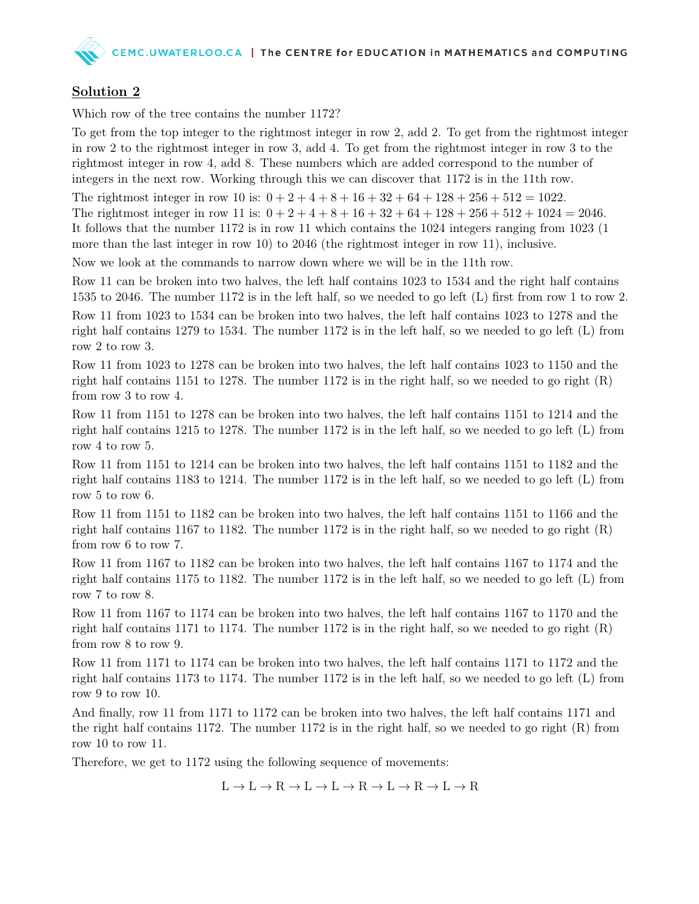## Solution 2

Which row of the tree contains the number 1172?

To get from the top integer to the rightmost integer in row 2, add 2. To get from the rightmost integer in row 2 to the rightmost integer in row 3, add 4. To get from the rightmost integer in row 3 to the rightmost integer in row 4, add 8. These numbers which are added correspond to the number of integers in the next row. Working through this we can discover that 1172 is in the 11th row.

The rightmost integer in row 10 is: $0 + 2 + 4 + 8 + 16 + 32 + 64 + 128 + 256 + 512 = 1022$.
The rightmost integer in row 11 is: $0 + 2 + 4 + 8 + 16 + 32 + 64 + 128 + 256 + 512 + 1024 = 2046$.
It follows that the number 1172 is in row 11 which contains the 1024 integers ranging from 1023 (1 more than the last integer in row 10) to 2046 (the rightmost integer in row 11), inclusive.

Now we look at the commands to narrow down where we will be in the 11th row.

Row 11 can be broken into two halves, the left half contains 1023 to 1534 and the right half contains 1535 to 2046. The number 1172 is in the left half, so we needed to go left (L) first from row 1 to row 2.

Row 11 from 1023 to 1534 can be broken into two halves, the left half contains 1023 to 1278 and the right half contains 1279 to 1534. The number 1172 is in the left half, so we needed to go left (L) from row 2 to row 3.

Row 11 from 1023 to 1278 can be broken into two halves, the left half contains 1023 to 1150 and the right half contains 1151 to 1278. The number 1172 is in the right half, so we needed to go right (R) from row 3 to row 4.

Row 11 from 1151 to 1278 can be broken into two halves, the left half contains 1151 to 1214 and the right half contains 1215 to 1278. The number 1172 is in the left half, so we needed to go left (L) from row 4 to row 5.

Row 11 from 1151 to 1214 can be broken into two halves, the left half contains 1151 to 1182 and the right half contains 1183 to 1214. The number 1172 is in the left half, so we needed to go left (L) from row 5 to row 6.

Row 11 from 1151 to 1182 can be broken into two halves, the left half contains 1151 to 1166 and the right half contains 1167 to 1182. The number 1172 is in the right half, so we needed to go right (R) from row 6 to row 7.

Row 11 from 1167 to 1182 can be broken into two halves, the left half contains 1167 to 1174 and the right half contains 1175 to 1182. The number 1172 is in the left half, so we needed to go left (L) from row 7 to row 8.

Row 11 from 1167 to 1174 can be broken into two halves, the left half contains 1167 to 1170 and the right half contains 1171 to 1174. The number 1172 is in the right half, so we needed to go right (R) from row 8 to row 9.

Row 11 from 1171 to 1174 can be broken into two halves, the left half contains 1171 to 1172 and the right half contains 1173 to 1174. The number 1172 is in the left half, so we needed to go left (L) from row 9 to row 10.

And finally, row 11 from 1171 to 1172 can be broken into two halves, the left half contains 1171 and the right half contains 1172. The number 1172 is in the right half, so we needed to go right (R) from row 10 to row 11.

Therefore, we get to 1172 using the following sequence of movements:

$$\text{L} \rightarrow \text{L} \rightarrow \text{R} \rightarrow \text{L} \rightarrow \text{L} \rightarrow \text{R} \rightarrow \text{L} \rightarrow \text{R} \rightarrow \text{L} \rightarrow \text{R}$$